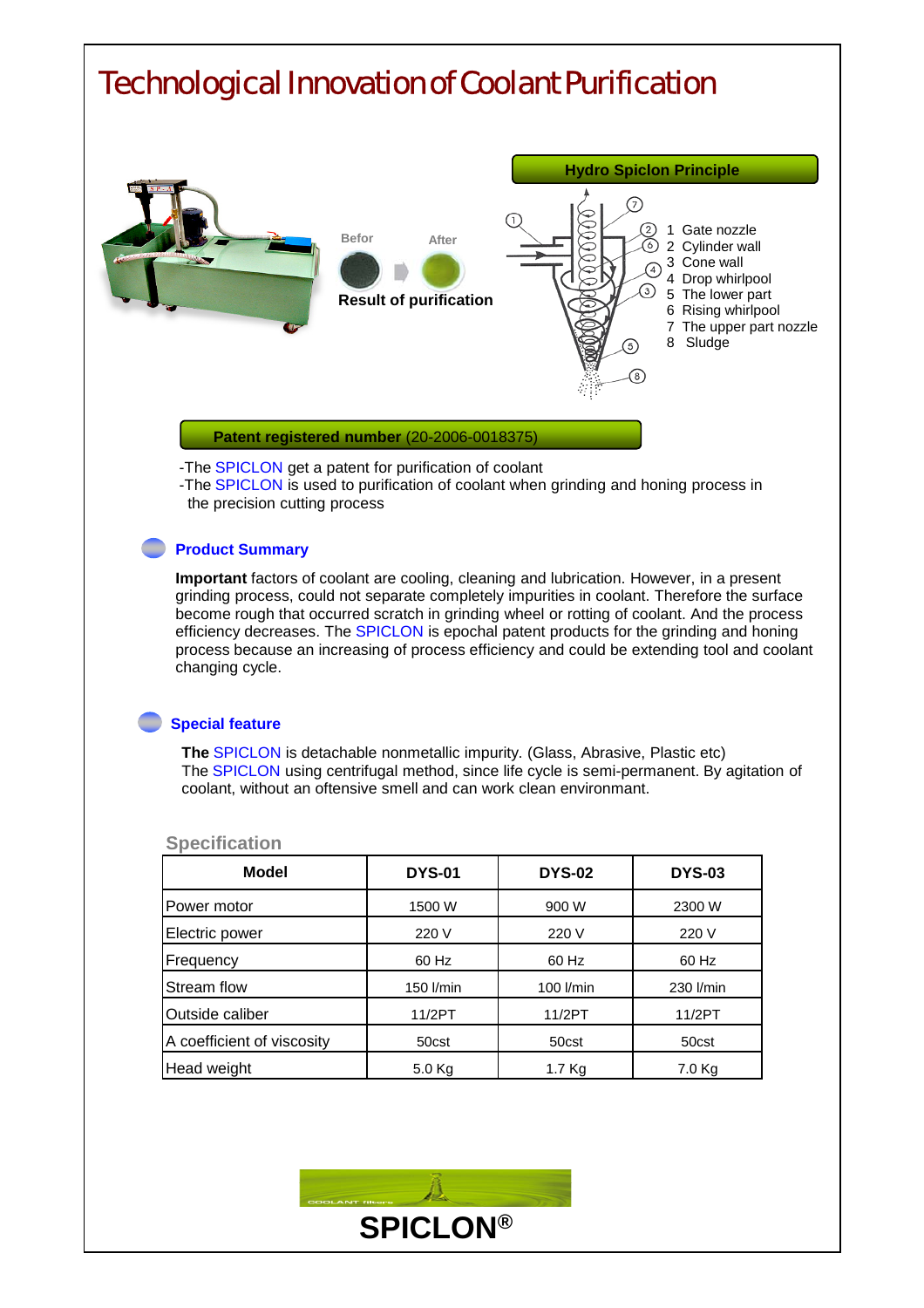# Technological Innovation of Coolant Purification

Befor After

Result of purification

**Hydro Spiclon Principle**

1. Gate nozzle
2. Cylinder wall
3. Cone wall
4. Drop whirlpool
5. The lower part
6. Rising whirlpool
7. The upper part nozzle
8. Sludge

**Patent registered number** (20-2006-0018375)

-The SPICLON get a patent for purification of coolant
-The SPICLON is used to purification of coolant when grinding and honing process in the precision cutting process

## Product Summary

**Important** factors of coolant are cooling, cleaning and lubrication. However, in a present grinding process, could not separate completely impurities in coolant. Therefore the surface become rough that occurred scratch in grinding wheel or rotting of coolant. And the process efficiency decreases. The SPICLON is epochal patent products for the grinding and honing process because an increasing of process efficiency and could be extending tool and coolant changing cycle.

## Special feature

**The** SPICLON is detachable nonmetallic impurity. (Glass, Abrasive, Plastic etc)
The SPICLON using centrifugal method, since life cycle is semi-permanent. By agitation of coolant, without an oftensive smell and can work clean environmant.

### Specification

| Model | DYS-01 | DYS-02 | DYS-03 |
|---|---|---|---|
| Power motor | 1500 W | 900 W | 2300 W |
| Electric power | 220 V | 220 V | 220 V |
| Frequency | 60 Hz | 60 Hz | 60 Hz |
| Stream flow | 150 l/min | 100 l/min | 230 l/min |
| Outside caliber | 11/2PT | 11/2PT | 11/2PT |
| A coefficient of viscosity | 50cst | 50cst | 50cst |
| Head weight | 5.0 Kg | 1.7 Kg | 7.0 Kg |

COOLANT filters

**SPICLON®**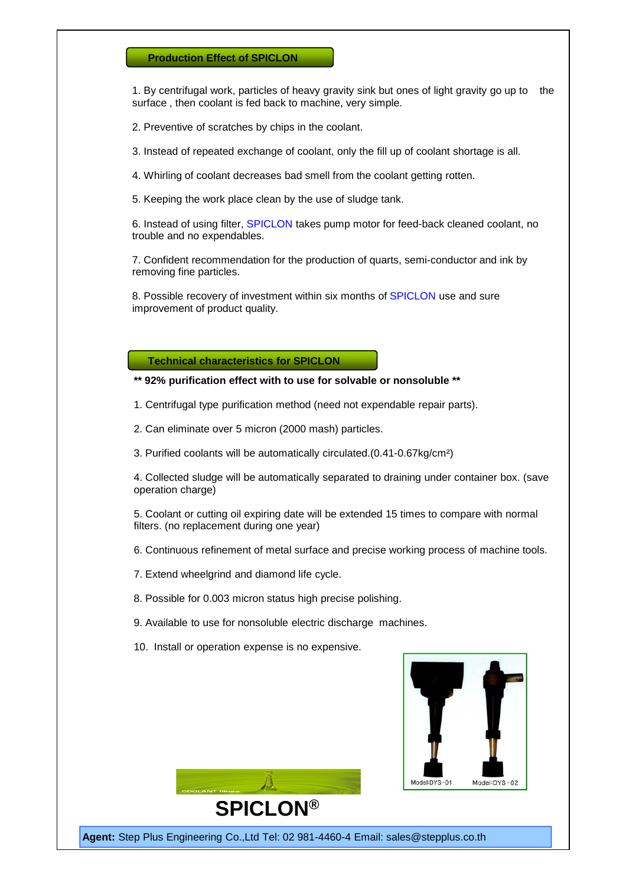## Production Effect of SPICLON

1. By centrifugal work, particles of heavy gravity sink but ones of light gravity go up to the surface , then coolant is fed back to machine, very simple.

2. Preventive of scratches by chips in the coolant.

3. Instead of repeated exchange of coolant, only the fill up of coolant shortage is all.

4. Whirling of coolant decreases bad smell from the coolant getting rotten.

5. Keeping the work place clean by the use of sludge tank.

6. Instead of using filter, SPICLON takes pump motor for feed-back cleaned coolant, no trouble and no expendables.

7. Confident recommendation for the production of quarts, semi-conductor and ink by removing fine particles.

8. Possible recovery of investment within six months of SPICLON use and sure improvement of product quality.

## Technical characteristics for SPICLON

**\*\* 92% purification effect with to use for solvable or nonsoluble \*\***

1. Centrifugal type purification method (need not expendable repair parts).

2. Can eliminate over 5 micron (2000 mash) particles.

3. Purified coolants will be automatically circulated.(0.41-0.67kg/cm²)

4. Collected sludge will be automatically separated to draining under container box. (save operation charge)

5. Coolant or cutting oil expiring date will be extended 15 times to compare with normal filters. (no replacement during one year)

6. Continuous refinement of metal surface and precise working process of machine tools.

7. Extend wheelgrind and diamond life cycle.

8. Possible for 0.003 micron status high precise polishing.

9. Available to use for nonsoluble electric discharge machines.

10. Install or operation expense is no expensive.

Model:DYS-01 Model:DYS-02

COOLANT filters

**SPICLON®**

**Agent:** Step Plus Engineering Co.,Ltd Tel: 02 981-4460-4 Email: sales@stepplus.co.th